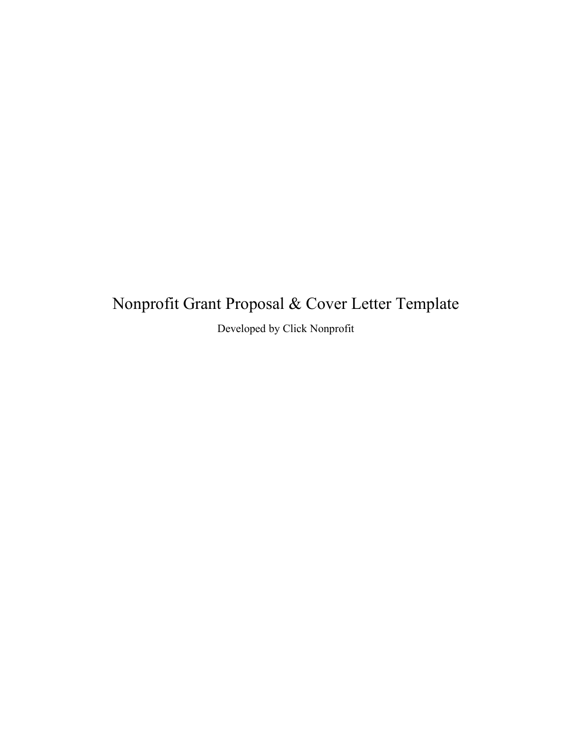# Nonprofit Grant Proposal & Cover Letter Template

Developed by Click Nonprofit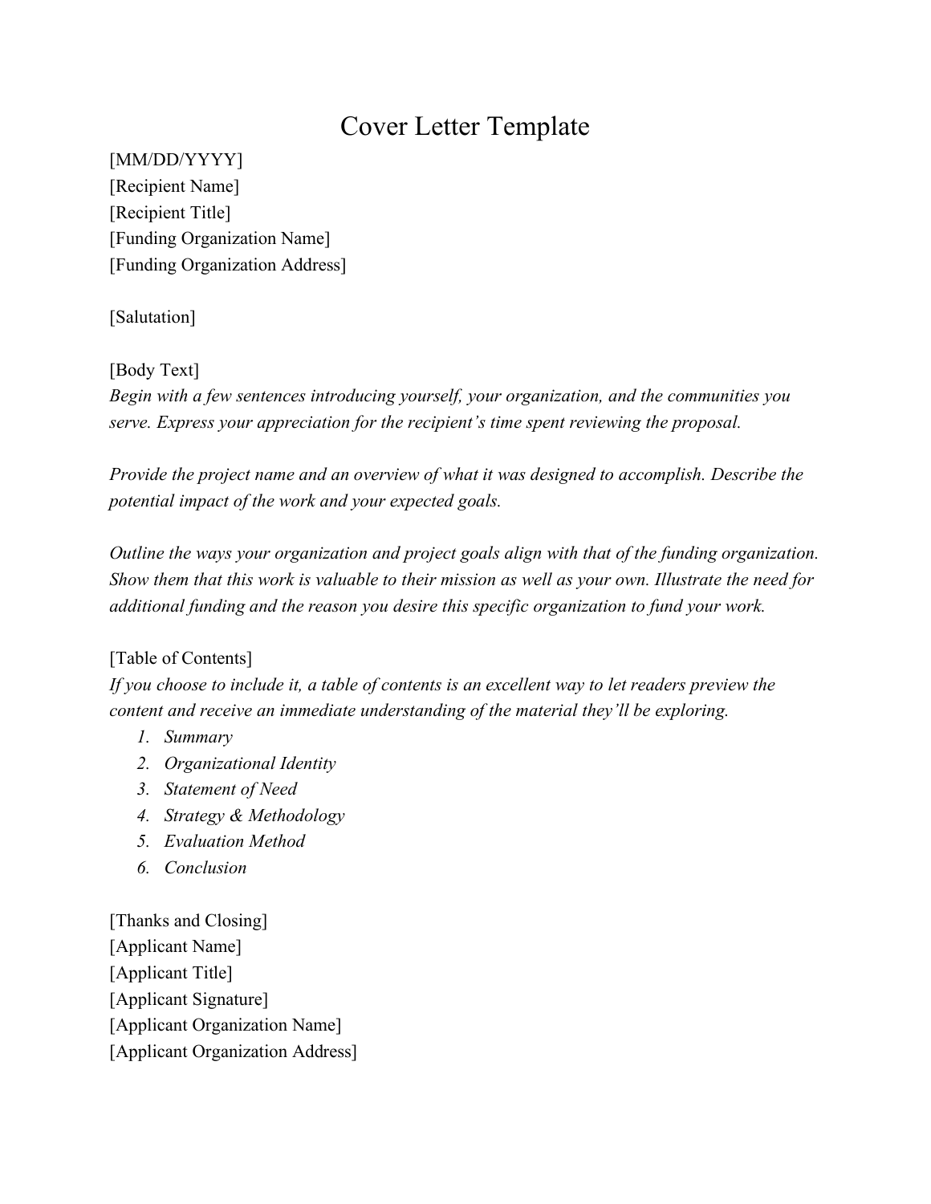# Cover Letter Template

[MM/DD/YYYY]
[Recipient Name]
[Recipient Title]
[Funding Organization Name]
[Funding Organization Address]

[Salutation]

[Body Text]
*Begin with a few sentences introducing yourself, your organization, and the communities you serve. Express your appreciation for the recipient's time spent reviewing the proposal.*

*Provide the project name and an overview of what it was designed to accomplish. Describe the potential impact of the work and your expected goals.*

*Outline the ways your organization and project goals align with that of the funding organization. Show them that this work is valuable to their mission as well as your own. Illustrate the need for additional funding and the reason you desire this specific organization to fund your work.*

[Table of Contents]
*If you choose to include it, a table of contents is an excellent way to let readers preview the content and receive an immediate understanding of the material they'll be exploring.*

1. *Summary*
2. *Organizational Identity*
3. *Statement of Need*
4. *Strategy & Methodology*
5. *Evaluation Method*
6. *Conclusion*

[Thanks and Closing]
[Applicant Name]
[Applicant Title]
[Applicant Signature]
[Applicant Organization Name]
[Applicant Organization Address]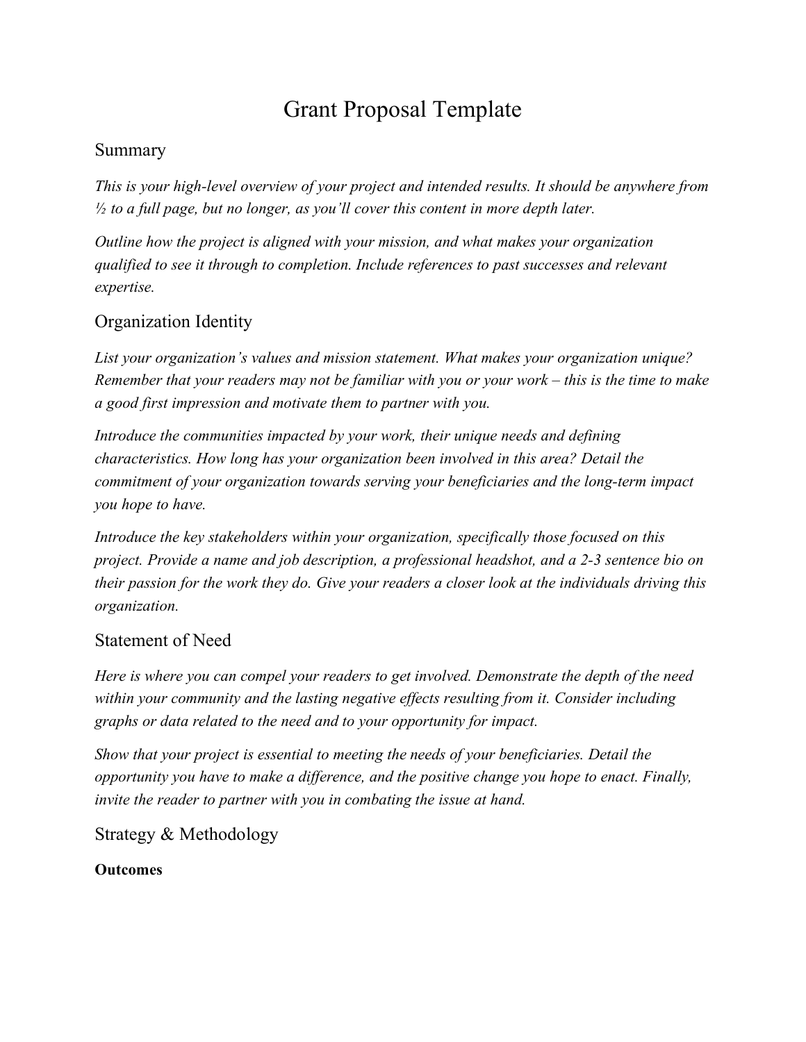# Grant Proposal Template

## Summary

*This is your high-level overview of your project and intended results. It should be anywhere from ½ to a full page, but no longer, as you'll cover this content in more depth later.*

*Outline how the project is aligned with your mission, and what makes your organization qualified to see it through to completion. Include references to past successes and relevant expertise.*

## Organization Identity

*List your organization's values and mission statement. What makes your organization unique? Remember that your readers may not be familiar with you or your work – this is the time to make a good first impression and motivate them to partner with you.*

*Introduce the communities impacted by your work, their unique needs and defining characteristics. How long has your organization been involved in this area? Detail the commitment of your organization towards serving your beneficiaries and the long-term impact you hope to have.*

*Introduce the key stakeholders within your organization, specifically those focused on this project. Provide a name and job description, a professional headshot, and a 2-3 sentence bio on their passion for the work they do. Give your readers a closer look at the individuals driving this organization.*

## Statement of Need

*Here is where you can compel your readers to get involved. Demonstrate the depth of the need within your community and the lasting negative effects resulting from it. Consider including graphs or data related to the need and to your opportunity for impact.*

*Show that your project is essential to meeting the needs of your beneficiaries. Detail the opportunity you have to make a difference, and the positive change you hope to enact. Finally, invite the reader to partner with you in combating the issue at hand.*

## Strategy & Methodology

**Outcomes**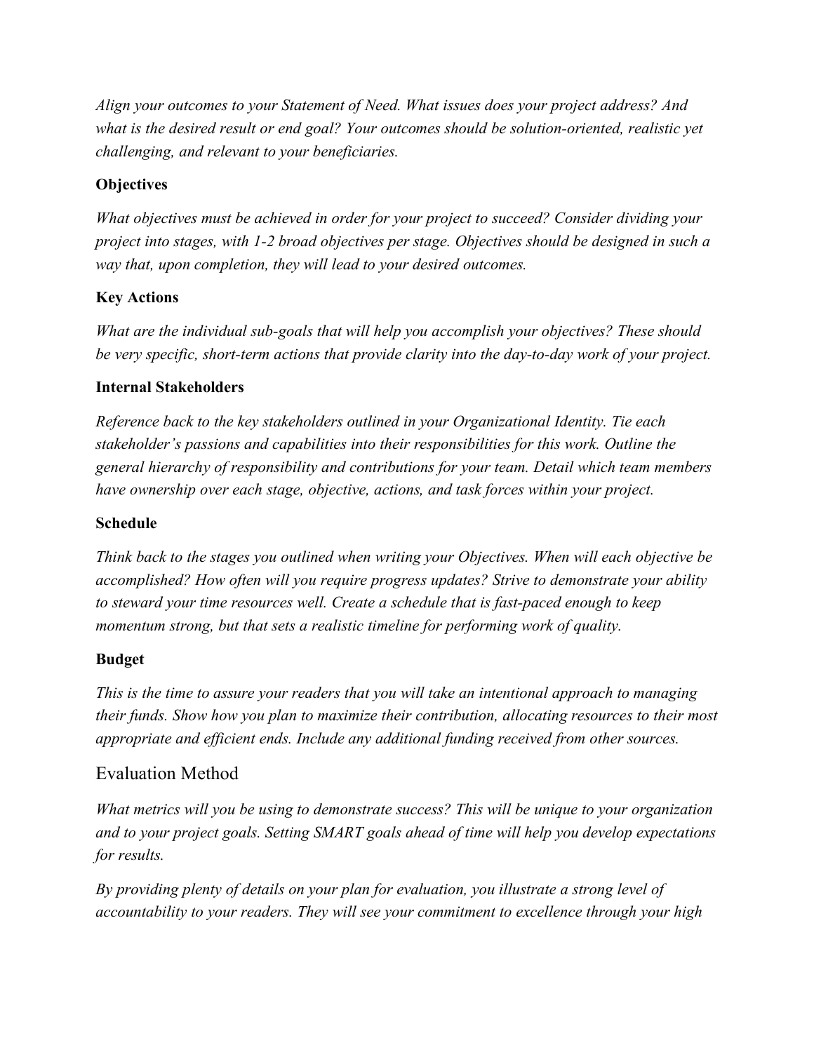*Align your outcomes to your Statement of Need. What issues does your project address? And what is the desired result or end goal? Your outcomes should be solution-oriented, realistic yet challenging, and relevant to your beneficiaries.*

### Objectives

*What objectives must be achieved in order for your project to succeed? Consider dividing your project into stages, with 1-2 broad objectives per stage. Objectives should be designed in such a way that, upon completion, they will lead to your desired outcomes.*

### Key Actions

*What are the individual sub-goals that will help you accomplish your objectives? These should be very specific, short-term actions that provide clarity into the day-to-day work of your project.*

### Internal Stakeholders

*Reference back to the key stakeholders outlined in your Organizational Identity. Tie each stakeholder's passions and capabilities into their responsibilities for this work. Outline the general hierarchy of responsibility and contributions for your team. Detail which team members have ownership over each stage, objective, actions, and task forces within your project.*

### Schedule

*Think back to the stages you outlined when writing your Objectives. When will each objective be accomplished? How often will you require progress updates? Strive to demonstrate your ability to steward your time resources well. Create a schedule that is fast-paced enough to keep momentum strong, but that sets a realistic timeline for performing work of quality.*

### Budget

*This is the time to assure your readers that you will take an intentional approach to managing their funds. Show how you plan to maximize their contribution, allocating resources to their most appropriate and efficient ends. Include any additional funding received from other sources.*

## Evaluation Method

*What metrics will you be using to demonstrate success? This will be unique to your organization and to your project goals. Setting SMART goals ahead of time will help you develop expectations for results.*

*By providing plenty of details on your plan for evaluation, you illustrate a strong level of accountability to your readers. They will see your commitment to excellence through your high*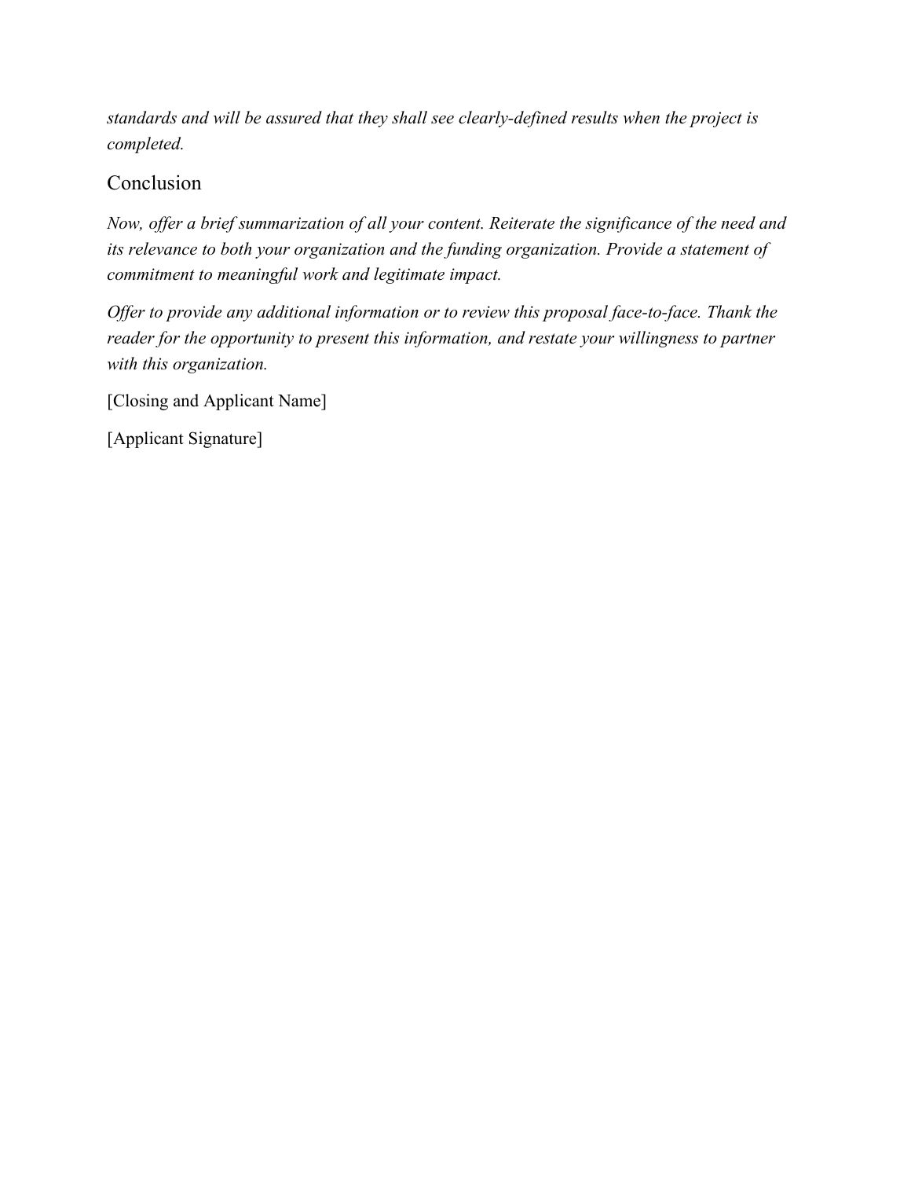*standards and will be assured that they shall see clearly-defined results when the project is completed.*

## Conclusion

*Now, offer a brief summarization of all your content. Reiterate the significance of the need and its relevance to both your organization and the funding organization. Provide a statement of commitment to meaningful work and legitimate impact.*

*Offer to provide any additional information or to review this proposal face-to-face. Thank the reader for the opportunity to present this information, and restate your willingness to partner with this organization.*

[Closing and Applicant Name]

[Applicant Signature]